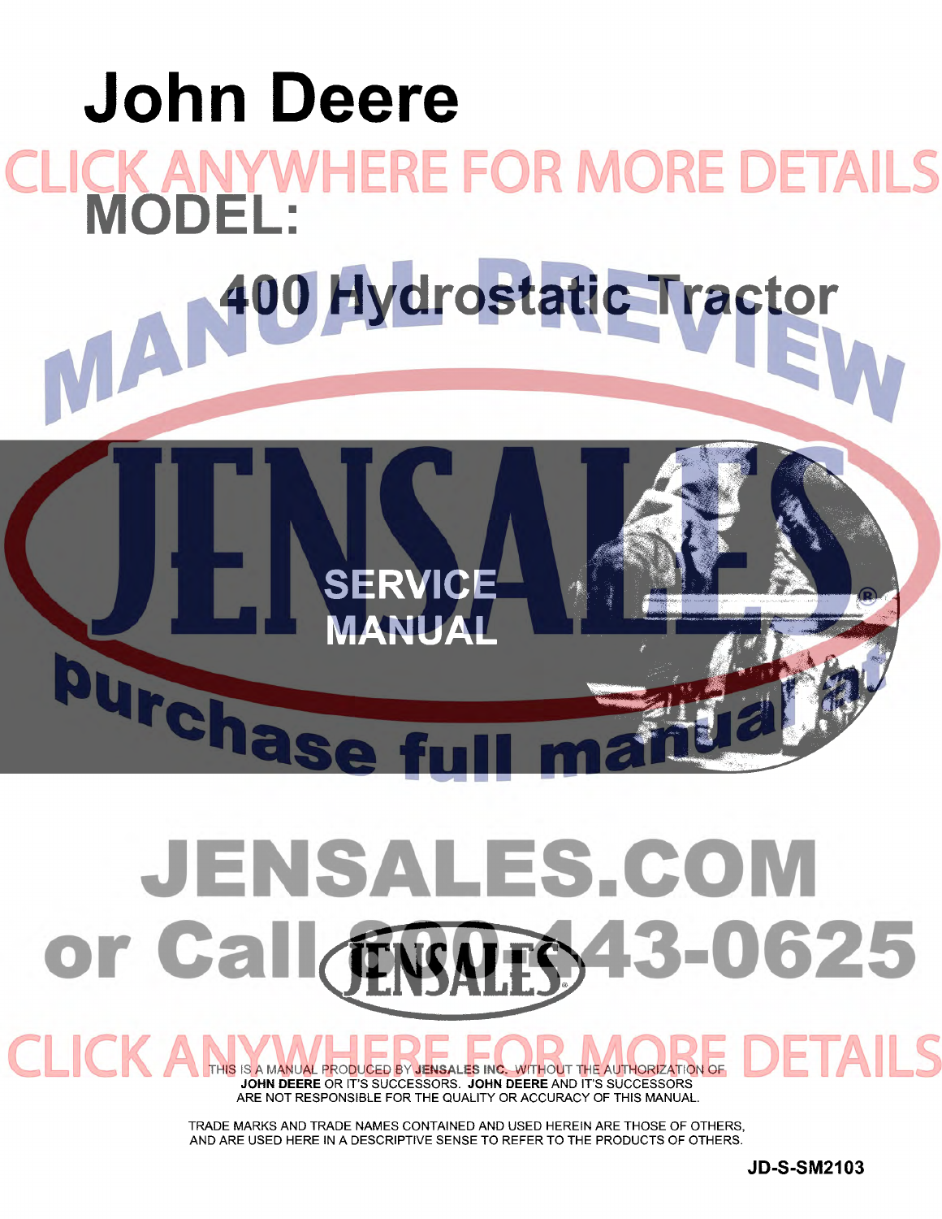# John Deere

CLICK ANYWHERE FOR MORE DETAILS

## MODEL:

## 400 Hydrostatic Tractor

MANUAL PREVIEW

JENSALES

SERVICE MANUAL

purchase full manual at

JENSALES.COM

or Call 800-443-0625

CLICK ANYWHERE FOR MORE DETAILS

THIS IS A MANUAL PRODUCED BY **JENSALES INC.** WITHOUT THE AUTHORIZATION OF **JOHN DEERE** OR IT'S SUCCESSORS. **JOHN DEERE** AND IT'S SUCCESSORS ARE NOT RESPONSIBLE FOR THE QUALITY OR ACCURACY OF THIS MANUAL.

TRADE MARKS AND TRADE NAMES CONTAINED AND USED HEREIN ARE THOSE OF OTHERS, AND ARE USED HERE IN A DESCRIPTIVE SENSE TO REFER TO THE PRODUCTS OF OTHERS.

**JD-S-SM2103**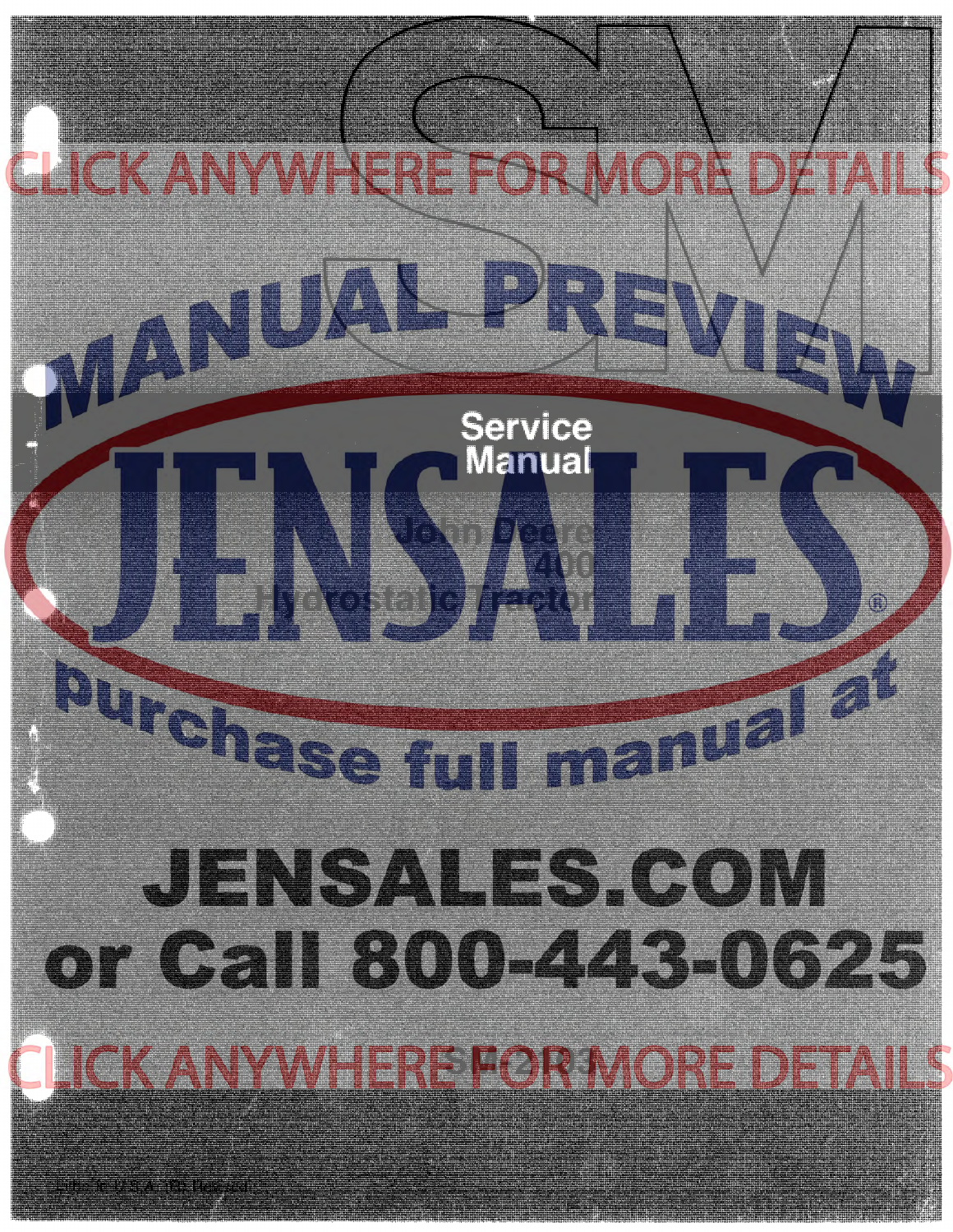CLICK ANYWHERE FOR MORE DETAILS

MANUAL PREVIEW

# Service Manual

JENSALES®

## John Deere 400 Hydrostatic Tractor

purchase full manual at

**JENSALES.COM**

**or Call 800-443-0625**

SM-2093

CLICK ANYWHERE FOR MORE DETAILS

Litho in U.S.A. (E) Reserved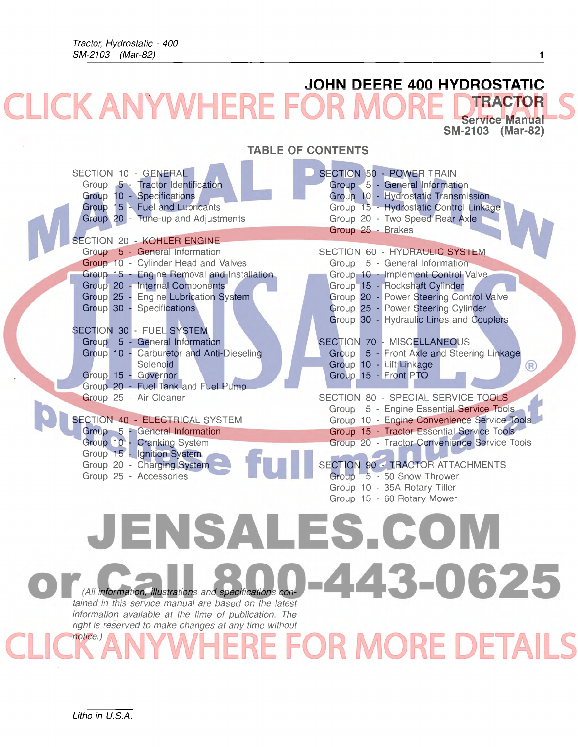# JOHN DEERE 400 HYDROSTATIC TRACTOR

## Service Manual
## SM-2103 (Mar-82)

## TABLE OF CONTENTS

**SECTION 10 - GENERAL**
- Group 5 - Tractor Identification
- Group 10 - Specifications
- Group 15 - Fuel and Lubricants
- Group 20 - Tune-up and Adjustments

**SECTION 20 - KOHLER ENGINE**
- Group 5 - General Information
- Group 10 - Cylinder Head and Valves
- Group 15 - Engine Removal and Installation
- Group 20 - Internal Components
- Group 25 - Engine Lubrication System
- Group 30 - Specifications

**SECTION 30 - FUEL SYSTEM**
- Group 5 - General Information
- Group 10 - Carburetor and Anti-Dieseling Solenoid
- Group 15 - Governor
- Group 20 - Fuel Tank and Fuel Pump
- Group 25 - Air Cleaner

**SECTION 40 - ELECTRICAL SYSTEM**
- Group 5 - General Information
- Group 10 - Cranking System
- Group 15 - Ignition System
- Group 20 - Charging System
- Group 25 - Accessories

**SECTION 50 - POWER TRAIN**
- Group 5 - General Information
- Group 10 - Hydrostatic Transmission
- Group 15 - Hydrostatic Control Linkage
- Group 20 - Two Speed Rear Axle
- Group 25 - Brakes

**SECTION 60 - HYDRAULIC SYSTEM**
- Group 5 - General Information
- Group 10 - Implement Control Valve
- Group 15 - Rockshaft Cylinder
- Group 20 - Power Steering Control Valve
- Group 25 - Power Steering Cylinder
- Group 30 - Hydraulic Lines and Couplers

**SECTION 70 - MISCELLANEOUS**
- Group 5 - Front Axle and Steering Linkage
- Group 10 - Lift Linkage
- Group 15 - Front PTO

**SECTION 80 - SPECIAL SERVICE TOOLS**
- Group 5 - Engine Essential Service Tools
- Group 10 - Engine Convenience Service Tools
- Group 15 - Tractor Essential Service Tools
- Group 20 - Tractor Convenience Service Tools

**SECTION 90 - TRACTOR ATTACHMENTS**
- Group 5 - 50 Snow Thrower
- Group 10 - 35A Rotary Tiller
- Group 15 - 60 Rotary Mower

*(All information, illustrations and specifications contained in this service manual are based on the latest information available at the time of publication. The right is reserved to make changes at any time without notice.)*

*Litho in U.S.A.*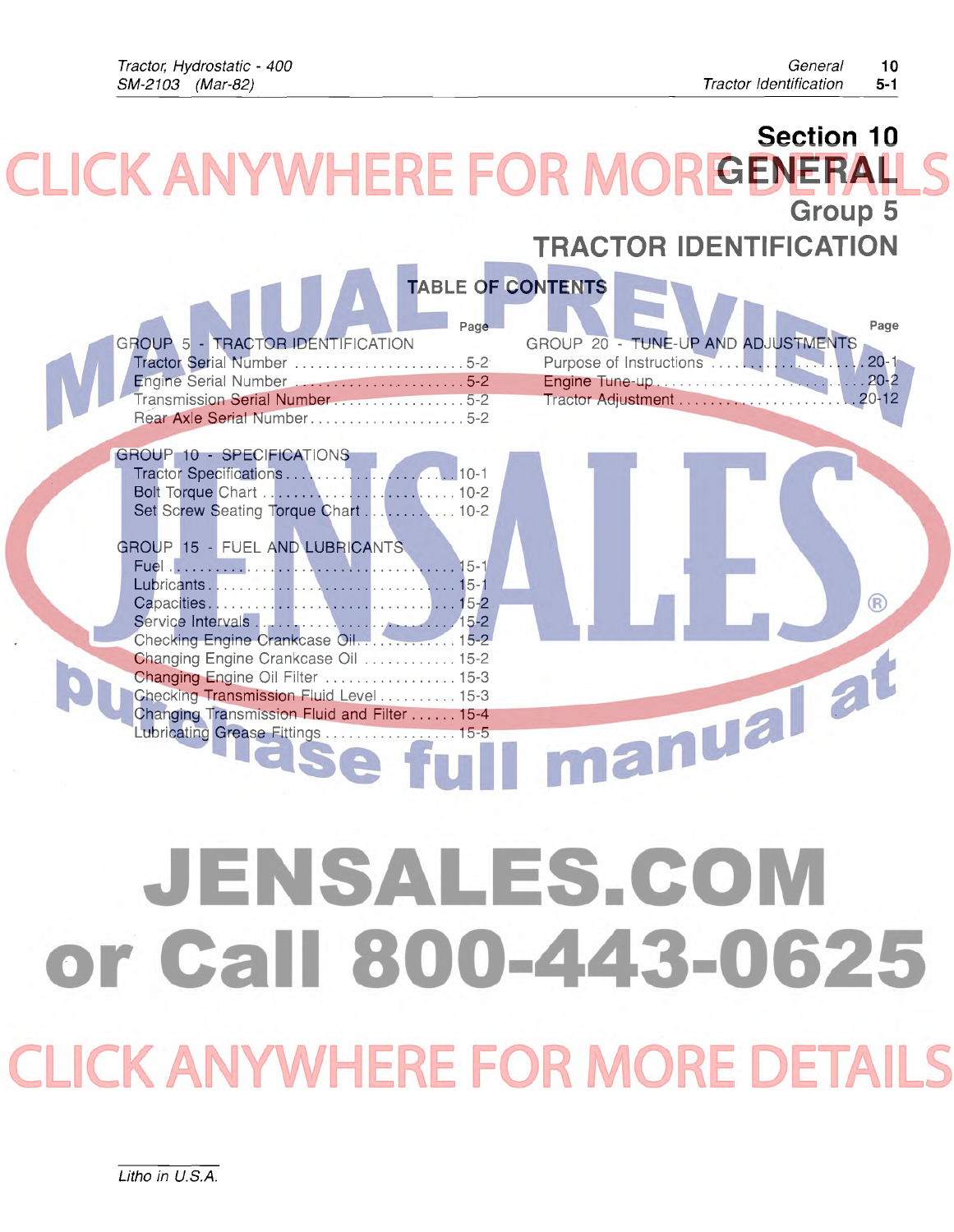# Section 10
# GENERAL
## Group 5
## TRACTOR IDENTIFICATION

### TABLE OF CONTENTS

| | Page |
|---|---|
| **GROUP 5 - TRACTOR IDENTIFICATION** | |
| Tractor Serial Number | 5-2 |
| Engine Serial Number | 5-2 |
| Transmission Serial Number | 5-2 |
| Rear Axle Serial Number | 5-2 |
| **GROUP 10 - SPECIFICATIONS** | |
| Tractor Specifications | 10-1 |
| Bolt Torque Chart | 10-2 |
| Set Screw Seating Torque Chart | 10-2 |
| **GROUP 15 - FUEL AND LUBRICANTS** | |
| Fuel | 15-1 |
| Lubricants | 15-1 |
| Capacities | 15-2 |
| Service Intervals | 15-2 |
| Checking Engine Crankcase Oil | 15-2 |
| Changing Engine Crankcase Oil | 15-2 |
| Changing Engine Oil Filter | 15-3 |
| Checking Transmission Fluid Level | 15-3 |
| Changing Transmission Fluid and Filter | 15-4 |
| Lubricating Grease Fittings | 15-5 |
| **GROUP 20 - TUNE-UP AND ADJUSTMENTS** | |
| Purpose of Instructions | 20-1 |
| Engine Tune-up | 20-2 |
| Tractor Adjustment | 20-12 |

Litho in U.S.A.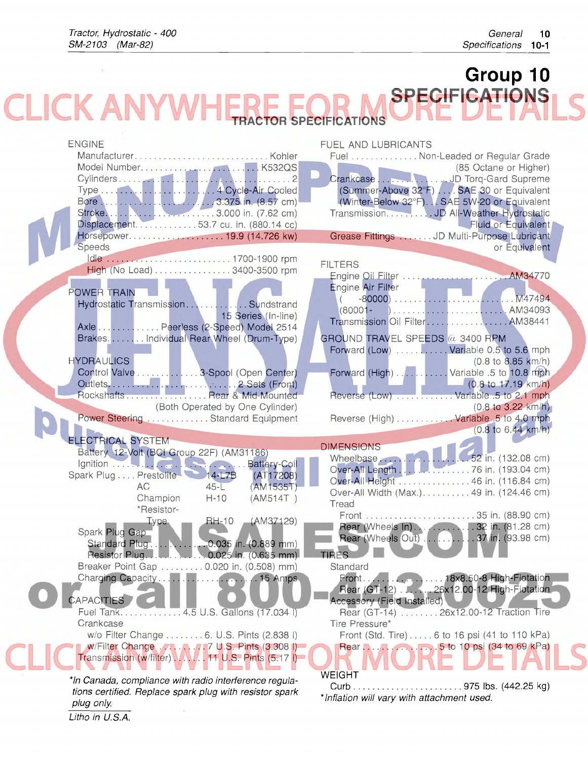# Group 10
# SPECIFICATIONS

## TRACTOR SPECIFICATIONS

### ENGINE

- Manufacturer ........ Kohler
- Model Number ........ K532QS
- Cylinders ........ 2
- Type ........ 4 Cycle-Air Cooled
- Bore ........ 3.375 in. (8.57 cm)
- Stroke ........ 3.000 in. (7.62 cm)
- Displacement ........ 53.7 cu. in. (880.14 cc)
- Horsepower ........ 19.9 (14.726 kw)
- Speeds
  - Idle ........ 1700-1900 rpm
  - High (No Load) ........ 3400-3500 rpm

### POWER TRAIN

- Hydrostatic Transmission ........ Sundstrand 15 Series (In-line)
- Axle ........ Peerless (2-Speed) Model 2514
- Brakes ........ Individual Rear Wheel (Drum-Type)

### HYDRAULICS

- Control Valve ........ 3-Spool (Open Center)
- Outlets ........ 2 Sets (Front)
- Rockshafts ........ Rear & Mid-Mounted (Both Operated by One Cylinder)
- Power Steering ........ Standard Equipment

### ELECTRICAL SYSTEM

- Battery 12-Volt (BCI Group 22F) (AM31186)
- Ignition ........ Battery-Coil
- Spark Plug
  - Prestolite 14-L7B (AT17208)
  - AC 45-L (AM1535T)
  - Champion H-10 (AM514T )
  - *Resistor-Type RH-10 (AM37129)
- Spark Plug Gap
  - Standard Plug ........ 0.035 in. (0.889 mm)
  - Resistor Plug ........ 0.025 in. (0.635 mm)
- Breaker Point Gap ........ 0.020 in. (0.508) mm)
- Charging Capacity ........ 15 Amps

### CAPACITIES

- Fuel Tank ........ 4.5 U.S. Gallons (17.034 l)
- Crankcase
  - w/o Filter Change ........ 6. U.S. Pints (2.838 l)
  - w/Filter Change ........ 7 U.S. Pints (3.308 l)
- Transmission (w/filter) ........ 11 U.S. Pints (5.17 l)

*In Canada, compliance with radio interference regulations certified. Replace spark plug with resistor spark plug only.

### FUEL AND LUBRICANTS

- Fuel ........ Non-Leaded or Regular Grade (85 Octane or Higher)
- Crankcase ........ JD Torq-Gard Supreme
  - (Summer-Above 32°F) ........ SAE 30 or Equivalent
  - (Winter-Below 32°F) ........ SAE 5W-20 or Equivalent
- Transmission ........ JD All-Weather Hydrostatic Fluid or Equivalent
- Grease Fittings ........ JD Multi-Purpose Lubricant or Equivalent

### FILTERS

- Engine Oil Filter ........ AM34770
- Engine Air Filter
  - ( -80000) ........ M47494
  - (80001- ) ........ AM34093
- Transmission Oil Filter ........ AM38441

### GROUND TRAVEL SPEEDS @ 3400 RPM

- Forward (Low) ........ Variable 0.5 to 5.6 mph (0.8 to 8.85 km/h)
- Forward (High) ........ Variable .5 to 10.8 mph (0.8 to 17.19 km/h)
- Reverse (Low) ........ Variable .5 to 2.1 mph (0.8 to 3.22 km/h)
- Reverse (High) ........ Variable .5 to 4.0 mph (0.8 to 6.44 km/h)

### DIMENSIONS

- Wheelbase ........ 52 in. (132.08 cm)
- Over-All Length ........ 76 in. (193.04 cm)
- Over-All Height ........ 46 in. (116.84 cm)
- Over-All Width (Max.) ........ 49 in. (124.46 cm)
- Tread
  - Front ........ 35 in. (88.90 cm)
  - Rear (Wheels In) ........ 32 in. (81.28 cm)
  - Rear (Wheels Out) ........ 37 in. (93.98 cm)

### TIRES

- Standard
  - Front ........ 18x8.50-8 High-Flotation
  - Rear (GT-12) ........ 26x12.00-12 High-Flotation
- Accessory (Field Installed)
  - Rear (GT-14) ........ 26x12.00-12 Traction Tire
- Tire Pressure*
  - Front (Std. Tire) ........ 6 to 16 psi (41 to 110 kPa)
  - Rear ........ 5 to 10 psi (34 to 69 kPa)

### WEIGHT

- Curb ........ 975 lbs. (442.25 kg)

*Inflation will vary with attachment used.

Litho in U.S.A.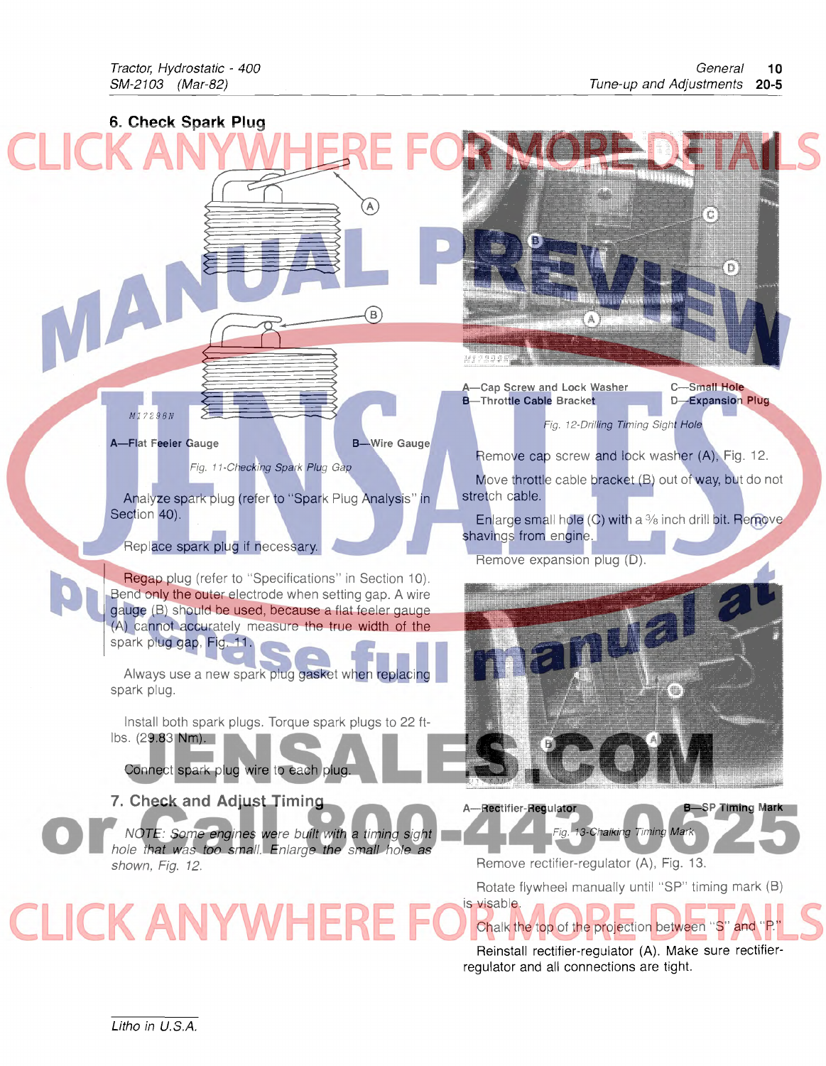## 6. Check Spark Plug

A—Flat Feeler Gauge B—Wire Gauge

*Fig. 11-Checking Spark Plug Gap*

Analyze spark plug (refer to "Spark Plug Analysis" in Section 40).

Replace spark plug if necessary.

Regap plug (refer to "Specifications" in Section 10). Bend only the outer electrode when setting gap. A wire gauge (B) should be used, because a flat feeler gauge (A) cannot accurately measure the true width of the spark plug gap, Fig. 11.

Always use a new spark plug gasket when replacing spark plug.

Install both spark plugs. Torque spark plugs to 22 ft-lbs. (29.83 Nm).

Connect spark plug wire to each plug.

## 7. Check and Adjust Timing

*NOTE: Some engines were built with a timing sight hole that was too small. Enlarge the small hole as shown, Fig. 12.*

A—Cap Screw and Lock Washer
B—Throttle Cable Bracket
C—Small Hole
D—Expansion Plug

*Fig. 12-Drilling Timing Sight Hole*

Remove cap screw and lock washer (A), Fig. 12.

Move throttle cable bracket (B) out of way, but do not stretch cable.

Enlarge small hole (C) with a 3/8 inch drill bit. Remove shavings from engine.

Remove expansion plug (D).

A—Rectifier-Regulator B—SP Timing Mark

*Fig. 13-Chalking Timing Mark*

Remove rectifier-regulator (A), Fig. 13.

Rotate flywheel manually until "SP" timing mark (B) is visable.

Chalk the top of the projection between "S" and "P."

Reinstall rectifier-regulator (A). Make sure rectifier-regulator and all connections are tight.

Litho in U.S.A.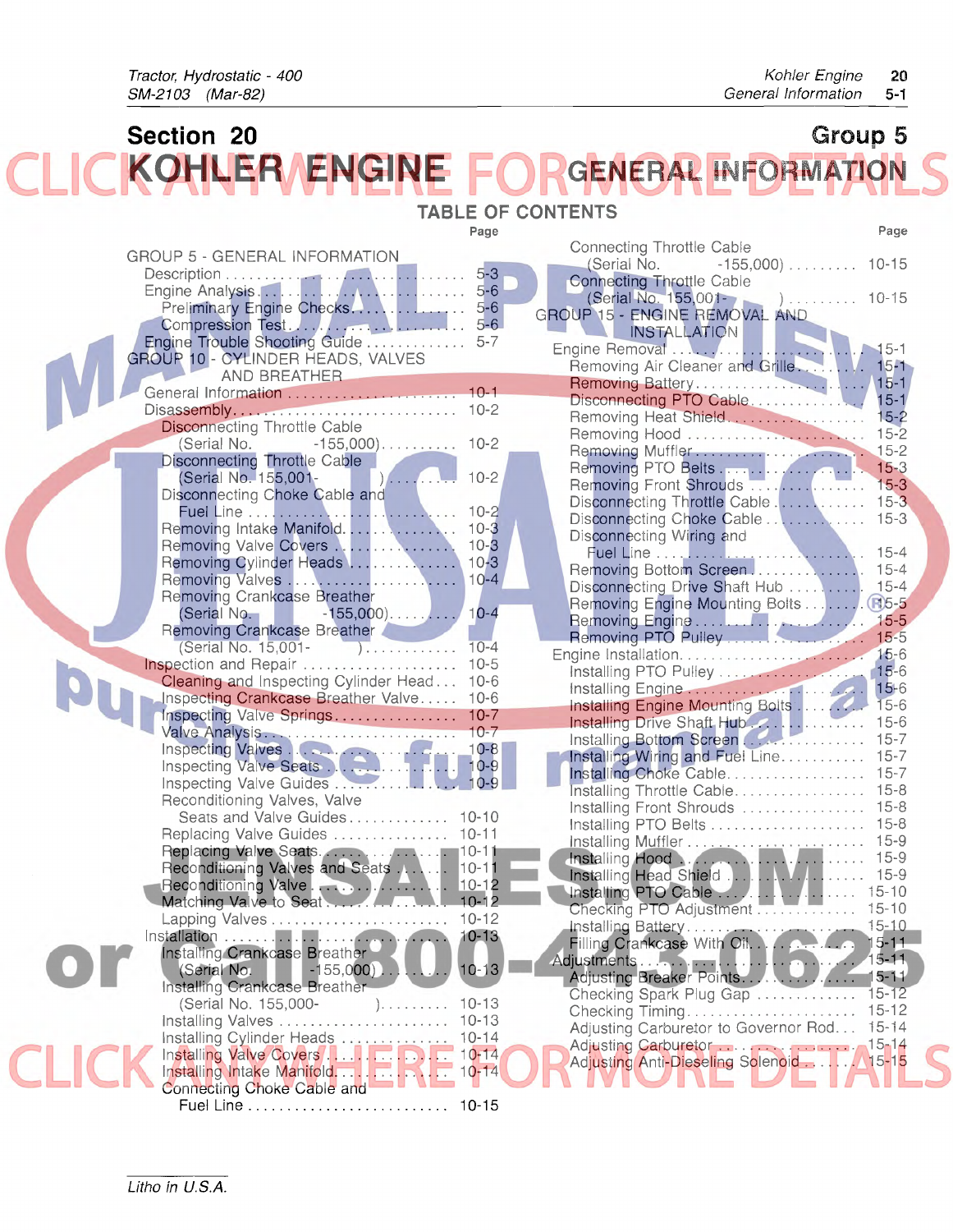# Section 20 — KOHLER ENGINE

## Group 5 — GENERAL INFORMATION

### TABLE OF CONTENTS

| | Page |
|---|---|
| **GROUP 5 - GENERAL INFORMATION** | |
| Description | 5-3 |
| Engine Analysis | 5-6 |
| Preliminary Engine Checks | 5-6 |
| Compression Test | 5-6 |
| Engine Trouble Shooting Guide | 5-7 |
| **GROUP 10 - CYLINDER HEADS, VALVES AND BREATHER** | |
| General Information | 10-1 |
| Disassembly | 10-2 |
| Disconnecting Throttle Cable (Serial No. -155,000) | 10-2 |
| Disconnecting Throttle Cable (Serial No. 155,001- ) | 10-2 |
| Disconnecting Choke Cable and Fuel Line | 10-2 |
| Removing Intake Manifold | 10-3 |
| Removing Valve Covers | 10-3 |
| Removing Cylinder Heads | 10-3 |
| Removing Valves | 10-4 |
| Removing Crankcase Breather (Serial No. -155,000) | 10-4 |
| Removing Crankcase Breather (Serial No. 15,001- ) | 10-4 |
| Inspection and Repair | 10-5 |
| Cleaning and Inspecting Cylinder Head | 10-6 |
| Inspecting Crankcase Breather Valve | 10-6 |
| Inspecting Valve Springs | 10-7 |
| Valve Analysis | 10-7 |
| Inspecting Valves | 10-8 |
| Inspecting Valve Seats | 10-9 |
| Inspecting Valve Guides | 10-9 |
| Reconditioning Valves, Valve Seats and Valve Guides | 10-10 |
| Replacing Valve Guides | 10-11 |
| Replacing Valve Seats | 10-11 |
| Reconditioning Valves and Seats | 10-11 |
| Reconditioning Valve | 10-12 |
| Matching Valve to Seat | 10-12 |
| Lapping Valves | 10-12 |
| Installation | 10-13 |
| Installing Crankcase Breather (Serial No. -155,000) | 10-13 |
| Installing Crankcase Breather (Serial No. 155,000- ) | 10-13 |
| Installing Valves | 10-13 |
| Installing Cylinder Heads | 10-14 |
| Installing Valve Covers | 10-14 |
| Installing Intake Manifold | 10-14 |
| Connecting Choke Cable and Fuel Line | 10-15 |
| Connecting Throttle Cable (Serial No. -155,000) | 10-15 |
| Connecting Throttle Cable (Serial No. 155,001- ) | 10-15 |
| **GROUP 15 - ENGINE REMOVAL AND INSTALLATION** | |
| Engine Removal | 15-1 |
| Removing Air Cleaner and Grille | 15-1 |
| Removing Battery | 15-1 |
| Disconnecting PTO Cable | 15-1 |
| Removing Heat Shield | 15-2 |
| Removing Hood | 15-2 |
| Removing Muffler | 15-2 |
| Removing PTO Belts | 15-3 |
| Removing Front Shrouds | 15-3 |
| Disconnecting Throttle Cable | 15-3 |
| Disconnecting Choke Cable | 15-3 |
| Disconnecting Wiring and Fuel Line | 15-4 |
| Removing Bottom Screen | 15-4 |
| Disconnecting Drive Shaft Hub | 15-4 |
| Removing Engine Mounting Bolts | 15-5 |
| Removing Engine | 15-5 |
| Removing PTO Pulley | 15-5 |
| Engine Installation | 15-6 |
| Installing PTO Pulley | 15-6 |
| Installing Engine | 15-6 |
| Installing Engine Mounting Bolts | 15-6 |
| Installing Drive Shaft Hub | 15-6 |
| Installing Bottom Screen | 15-7 |
| Installing Wiring and Fuel Line | 15-7 |
| Installing Choke Cable | 15-7 |
| Installing Throttle Cable | 15-8 |
| Installing Front Shrouds | 15-8 |
| Installing PTO Belts | 15-8 |
| Installing Muffler | 15-9 |
| Installing Hood | 15-9 |
| Installing Head Shield | 15-9 |
| Installing PTO Cable | 15-10 |
| Checking PTO Adjustment | 15-10 |
| Installing Battery | 15-10 |
| Filling Crankcase With Oil | 15-11 |
| Adjustments | 15-11 |
| Adjusting Breaker Points | 15-11 |
| Checking Spark Plug Gap | 15-12 |
| Checking Timing | 15-12 |
| Adjusting Carburetor to Governor Rod | 15-14 |
| Adjusting Carburetor | 15-14 |
| Adjusting Anti-Dieseling Solenoid | 15-15 |

Litho in U.S.A.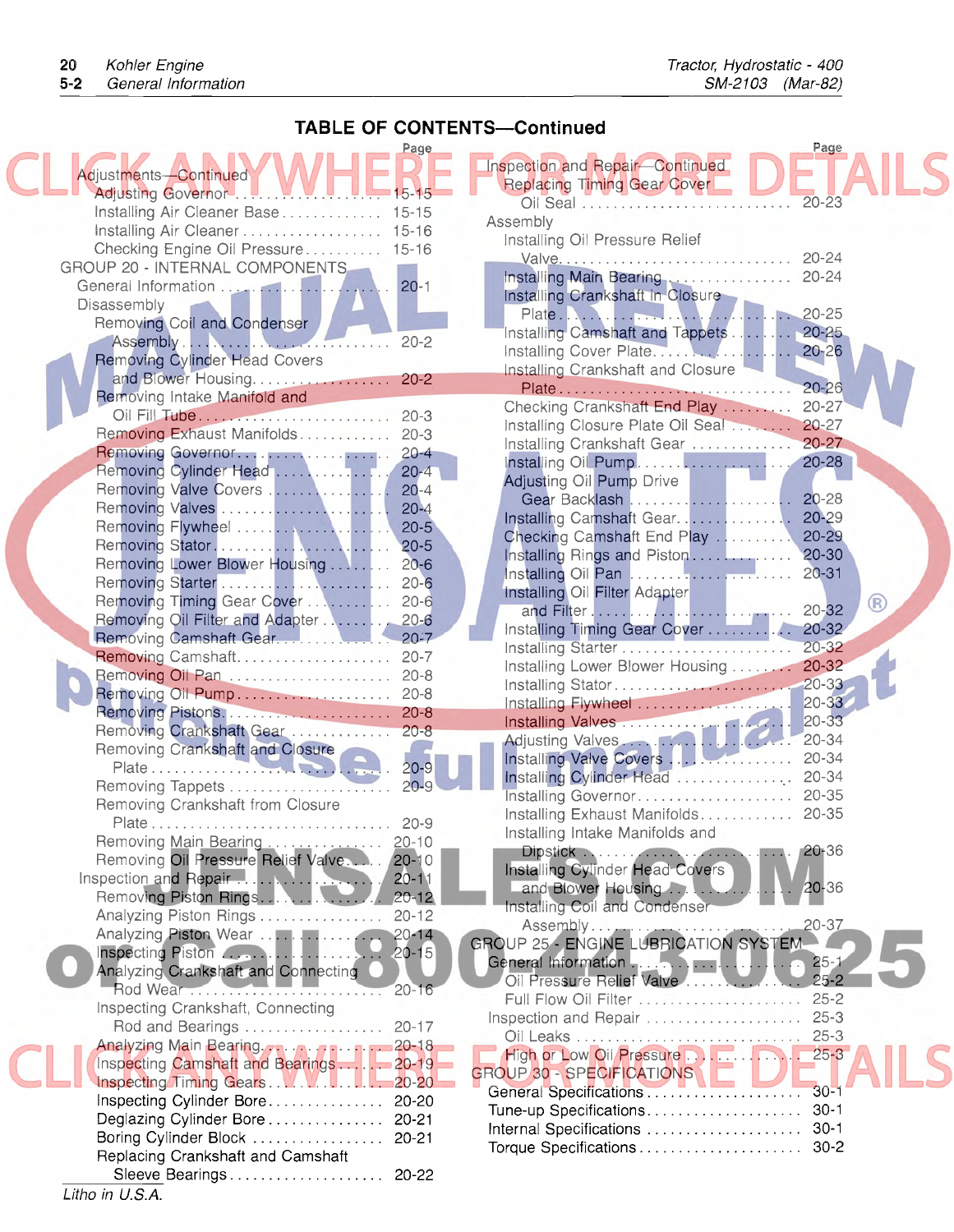## TABLE OF CONTENTS—Continued

| | Page |
|---|---|
| Adjustments—Continued | |
| Adjusting Governor | 15-15 |
| Installing Air Cleaner Base | 15-15 |
| Installing Air Cleaner | 15-16 |
| Checking Engine Oil Pressure | 15-16 |
| GROUP 20 - INTERNAL COMPONENTS | |
| General Information | 20-1 |
| Disassembly | |
| Removing Coil and Condenser Assembly | 20-2 |
| Removing Cylinder Head Covers and Blower Housing | 20-2 |
| Removing Intake Manifold and Oil Fill Tube | 20-3 |
| Removing Exhaust Manifolds | 20-3 |
| Removing Governor | 20-4 |
| Removing Cylinder Head | 20-4 |
| Removing Valve Covers | 20-4 |
| Removing Valves | 20-4 |
| Removing Flywheel | 20-5 |
| Removing Stator | 20-5 |
| Removing Lower Blower Housing | 20-6 |
| Removing Starter | 20-6 |
| Removing Timing Gear Cover | 20-6 |
| Removing Oil Filter and Adapter | 20-6 |
| Removing Camshaft Gear | 20-7 |
| Removing Camshaft | 20-7 |
| Removing Oil Pan | 20-8 |
| Removing Oil Pump | 20-8 |
| Removing Pistons | 20-8 |
| Removing Crankshaft Gear | 20-8 |
| Removing Crankshaft and Closure Plate | 20-9 |
| Removing Tappets | 20-9 |
| Removing Crankshaft from Closure Plate | 20-9 |
| Removing Main Bearing | 20-10 |
| Removing Oil Pressure Relief Valve | 20-10 |
| Inspection and Repair | 20-11 |
| Removing Piston Rings | 20-12 |
| Analyzing Piston Rings | 20-12 |
| Analyzing Piston Wear | 20-14 |
| Inspecting Piston | 20-15 |
| Analyzing Crankshaft and Connecting Rod Wear | 20-16 |
| Inspecting Crankshaft, Connecting Rod and Bearings | 20-17 |
| Analyzing Main Bearing | 20-18 |
| Inspecting Camshaft and Bearings | 20-19 |
| Inspecting Timing Gears | 20-20 |
| Inspecting Cylinder Bore | 20-20 |
| Deglazing Cylinder Bore | 20-21 |
| Boring Cylinder Block | 20-21 |
| Replacing Crankshaft and Camshaft Sleeve Bearings | 20-22 |
| Inspection and Repair—Continued | |
| Replacing Timing Gear Cover Oil Seal | 20-23 |
| Assembly | |
| Installing Oil Pressure Relief Valve | 20-24 |
| Installing Main Bearing | 20-24 |
| Installing Crankshaft in Closure Plate | 20-25 |
| Installing Camshaft and Tappets | 20-25 |
| Installing Cover Plate | 20-26 |
| Installing Crankshaft and Closure Plate | 20-26 |
| Checking Crankshaft End Play | 20-27 |
| Installing Closure Plate Oil Seal | 20-27 |
| Installing Crankshaft Gear | 20-27 |
| Installing Oil Pump | 20-28 |
| Adjusting Oil Pump Drive Gear Backlash | 20-28 |
| Installing Camshaft Gear | 20-29 |
| Checking Camshaft End Play | 20-29 |
| Installing Rings and Piston | 20-30 |
| Installing Oil Pan | 20-31 |
| Installing Oil Filter Adapter and Filter | 20-32 |
| Installing Timing Gear Cover | 20-32 |
| Installing Starter | 20-32 |
| Installing Lower Blower Housing | 20-32 |
| Installing Stator | 20-33 |
| Installing Flywheel | 20-33 |
| Installing Valves | 20-33 |
| Adjusting Valves | 20-34 |
| Installing Valve Covers | 20-34 |
| Installing Cylinder Head | 20-34 |
| Installing Governor | 20-35 |
| Installing Exhaust Manifolds | 20-35 |
| Installing Intake Manifolds and Dipstick | 20-36 |
| Installing Cylinder Head Covers and Blower Housing | 20-36 |
| Installing Coil and Condenser Assembly | 20-37 |
| GROUP 25 - ENGINE LUBRICATION SYSTEM | |
| General Information | 25-1 |
| Oil Pressure Relief Valve | 25-2 |
| Full Flow Oil Filter | 25-2 |
| Inspection and Repair | 25-3 |
| Oil Leaks | 25-3 |
| High or Low Oil Pressure | 25-3 |
| GROUP 30 - SPECIFICATIONS | |
| General Specifications | 30-1 |
| Tune-up Specifications | 30-1 |
| Internal Specifications | 30-1 |
| Torque Specifications | 30-2 |

Litho in U.S.A.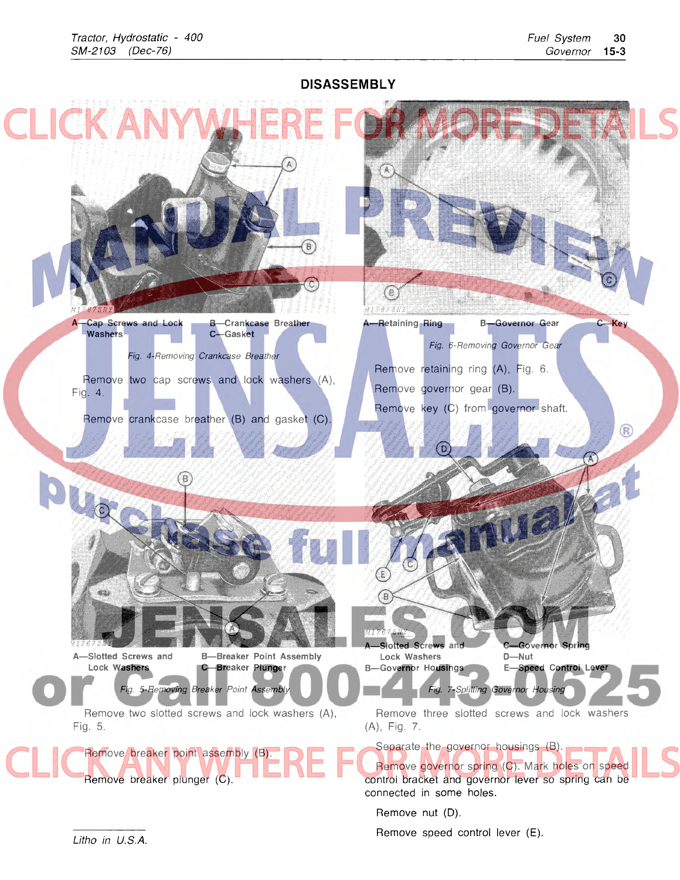## DISASSEMBLY

A—Cap Screws and Lock Washers
B—Crankcase Breather
C—Gasket

*Fig. 4-Removing Crankcase Breather*

Remove two cap screws and lock washers (A), Fig. 4.

Remove crankcase breather (B) and gasket (C).

A—Slotted Screws and Lock Washers
B—Breaker Point Assembly
C—Breaker Plunger

*Fig. 5-Removing Breaker Point Assembly*

Remove two slotted screws and lock washers (A), Fig. 5.

Remove breaker point assembly (B).

Remove breaker plunger (C).

A—Retaining Ring
B—Governor Gear
C—Key

*Fig. 6-Removing Governor Gear*

Remove retaining ring (A), Fig. 6.

Remove governor gear (B).

Remove key (C) from governor shaft.

A—Slotted Screws and Lock Washers
B—Governor Housings
C—Governor Spring
D—Nut
E—Speed Control Lever

*Fig. 7-Splitting Governor Housing*

Remove three slotted screws and lock washers (A), Fig. 7.

Separate the governor housings (B).

Remove governor spring (C). Mark holes on speed control bracket and governor lever so spring can be connected in same holes.

Remove nut (D).

Remove speed control lever (E).

Litho in U.S.A.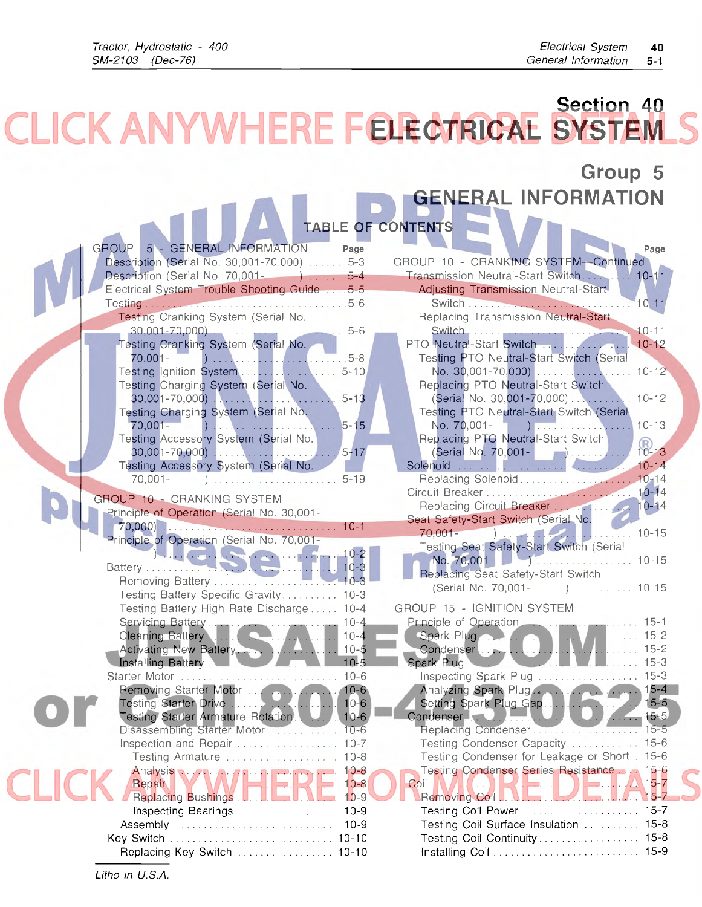# Section 40
# ELECTRICAL SYSTEM

## Group 5
## GENERAL INFORMATION

### TABLE OF CONTENTS

| | Page |
|---|---|
| GROUP 5 - GENERAL INFORMATION | |
| Description (Serial No. 30,001-70,000) | 5-3 |
| Description (Serial No. 70,001- ) | 5-4 |
| Electrical System Trouble Shooting Guide | 5-5 |
| Testing | 5-6 |
| Testing Cranking System (Serial No. 30,001-70,000) | 5-6 |
| Testing Cranking System (Serial No. 70,001- ) | 5-8 |
| Testing Ignition System | 5-10 |
| Testing Charging System (Serial No. 30,001-70,000) | 5-13 |
| Testing Charging System (Serial No. 70,001- ) | 5-15 |
| Testing Accessory System (Serial No. 30,001-70,000) | 5-17 |
| Testing Accessory System (Serial No. 70,001- ) | 5-19 |
| GROUP 10 - CRANKING SYSTEM | |
| Principle of Operation (Serial No. 30,001-70,000) | 10-1 |
| Principle of Operation (Serial No. 70,001- ) | 10-2 |
| Battery | 10-3 |
| Removing Battery | 10-3 |
| Testing Battery Specific Gravity | 10-3 |
| Testing Battery High Rate Discharge | 10-4 |
| Servicing Battery | 10-4 |
| Cleaning Battery | 10-4 |
| Activating New Battery | 10-5 |
| Installing Battery | 10-5 |
| Starter Motor | 10-6 |
| Removing Starter Motor | 10-6 |
| Testing Starter Drive | 10-6 |
| Testing Starter Armature Rotation | 10-6 |
| Disassembling Starter Motor | 10-6 |
| Inspection and Repair | 10-7 |
| Testing Armature | 10-8 |
| Analysis | 10-8 |
| Repair | 10-8 |
| Replacing Bushings | 10-9 |
| Inspecting Bearings | 10-9 |
| Assembly | 10-9 |
| Key Switch | 10-10 |
| Replacing Key Switch | 10-10 |
| GROUP 10 - CRANKING SYSTEM—Continued | |
| Transmission Neutral-Start Switch | 10-11 |
| Adjusting Transmission Neutral-Start Switch | 10-11 |
| Replacing Transmission Neutral-Start Switch | 10-11 |
| PTO Neutral-Start Switch | 10-12 |
| Testing PTO Neutral-Start Switch (Serial No. 30,001-70,000) | 10-12 |
| Replacing PTO Neutral-Start Switch (Serial No. 30,001-70,000) | 10-12 |
| Testing PTO Neutral-Start Switch (Serial No. 70,001- ) | 10-13 |
| Replacing PTO Neutral-Start Switch (Serial No. 70,001- ) | 10-13 |
| Solenoid | 10-14 |
| Replacing Solenoid | 10-14 |
| Circuit Breaker | 10-14 |
| Replacing Circuit Breaker | 10-14 |
| Seat Safety-Start Switch (Serial No. 70,001- ) | 10-15 |
| Testing Seat Safety-Start Switch (Serial No. 70,001- ) | 10-15 |
| Replacing Seat Safety-Start Switch (Serial No. 70,001- ) | 10-15 |
| GROUP 15 - IGNITION SYSTEM | |
| Principle of Operation | 15-1 |
| Spark Plug | 15-2 |
| Condenser | 15-2 |
| Spark Plug | 15-3 |
| Inspecting Spark Plug | 15-3 |
| Analyzing Spark Plug | 15-4 |
| Setting Spark Plug Gap | 15-5 |
| Condenser | 15-5 |
| Replacing Condenser | 15-5 |
| Testing Condenser Capacity | 15-6 |
| Testing Condenser for Leakage or Short | 15-6 |
| Testing Condenser Series Resistance | 15-6 |
| Coil | 15-7 |
| Removing Coil | 15-7 |
| Testing Coil Power | 15-7 |
| Testing Coil Surface Insulation | 15-8 |
| Testing Coil Continuity | 15-8 |
| Installing Coil | 15-9 |

*Litho in U.S.A.*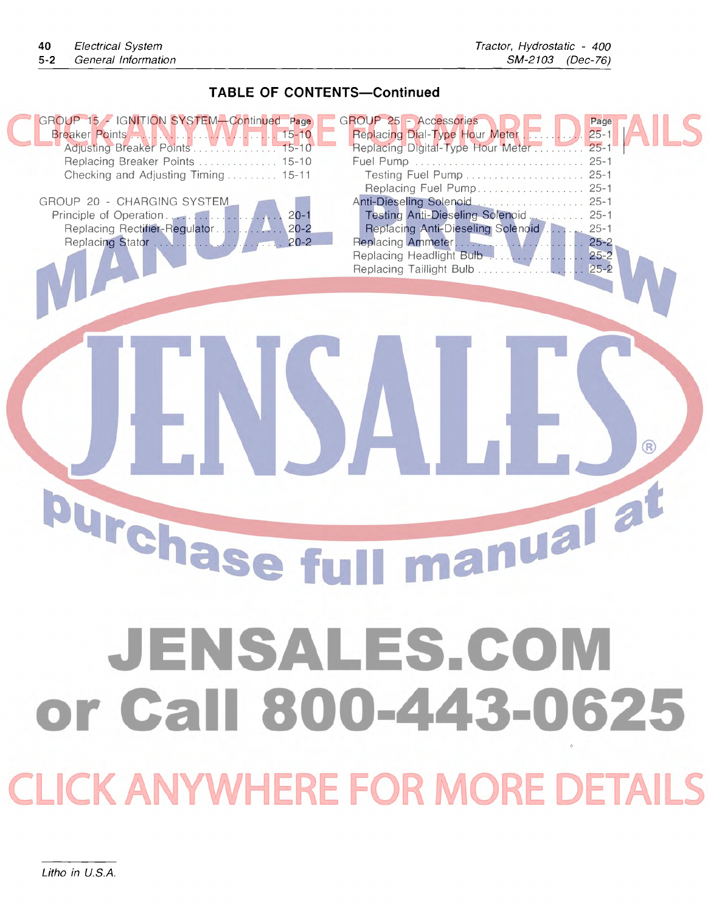## TABLE OF CONTENTS—Continued

| GROUP 15 - IGNITION SYSTEM—Continued | Page |
|---|---|
| Breaker Points | 15-10 |
| Adjusting Breaker Points | 15-10 |
| Replacing Breaker Points | 15-10 |
| Checking and Adjusting Timing | 15-11 |

| GROUP 20 - CHARGING SYSTEM | Page |
|---|---|
| Principle of Operation | 20-1 |
| Replacing Rectifier-Regulator | 20-2 |
| Replacing Stator | 20-2 |

| GROUP 25 - Accessories | Page |
|---|---|
| Replacing Dial-Type Hour Meter | 25-1 |
| Replacing Digital-Type Hour Meter | 25-1 |
| Fuel Pump | 25-1 |
| Testing Fuel Pump | 25-1 |
| Replacing Fuel Pump | 25-1 |
| Anti-Dieseling Solenoid | 25-1 |
| Testing Anti-Dieseling Solenoid | 25-1 |
| Replacing Anti-Dieseling Solenoid | 25-1 |
| Replacing Ammeter | 25-2 |
| Replacing Headlight Bulb | 25-2 |
| Replacing Taillight Bulb | 25-2 |

*Litho in U.S.A.*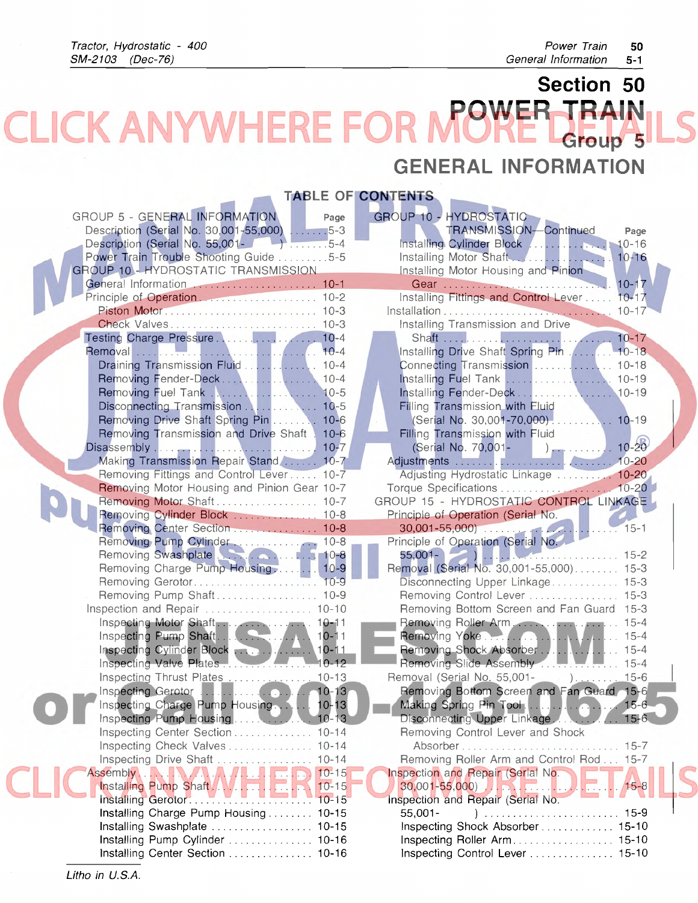# Section 50

# POWER TRAIN

## Group 5

## GENERAL INFORMATION

### TABLE OF CONTENTS

| | Page |
|---|---|
| GROUP 5 - GENERAL INFORMATION | |
| Description (Serial No. 30,001-55,000) | 5-3 |
| Description (Serial No. 55,001- ) | 5-4 |
| Power Train Trouble Shooting Guide | 5-5 |
| GROUP 10 - HYDROSTATIC TRANSMISSION | |
| General Information | 10-1 |
| Principle of Operation | 10-2 |
| Piston Motor | 10-3 |
| Check Valves | 10-3 |
| Testing Charge Pressure | 10-4 |
| Removal | 10-4 |
| Draining Transmission Fluid | 10-4 |
| Removing Fender-Deck | 10-4 |
| Removing Fuel Tank | 10-5 |
| Disconnecting Transmission | 10-5 |
| Removing Drive Shaft Spring Pin | 10-6 |
| Removing Transmission and Drive Shaft | 10-6 |
| Disassembly | 10-7 |
| Making Transmission Repair Stand | 10-7 |
| Removing Fittings and Control Lever | 10-7 |
| Removing Motor Housing and Pinion Gear | 10-7 |
| Removing Motor Shaft | 10-7 |
| Removing Cylinder Block | 10-8 |
| Removing Center Section | 10-8 |
| Removing Pump Cylinder | 10-8 |
| Removing Swashplate | 10-8 |
| Removing Charge Pump Housing | 10-9 |
| Removing Gerotor | 10-9 |
| Removing Pump Shaft | 10-9 |
| Inspection and Repair | 10-10 |
| Inspecting Motor Shaft | 10-11 |
| Inspecting Pump Shaft | 10-11 |
| Inspecting Cylinder Block | 10-11 |
| Inspecting Valve Plates | 10-12 |
| Inspecting Thrust Plates | 10-13 |
| Inspecting Gerotor | 10-13 |
| Inspecting Charge Pump Housing | 10-13 |
| Inspecting Pump Housing | 10-13 |
| Inspecting Center Section | 10-14 |
| Inspecting Check Valves | 10-14 |
| Inspecting Drive Shaft | 10-14 |
| Assembly | 10-15 |
| Installing Pump Shaft | 10-15 |
| Installing Gerotor | 10-15 |
| Installing Charge Pump Housing | 10-15 |
| Installing Swashplate | 10-15 |
| Installing Pump Cylinder | 10-16 |
| Installing Center Section | 10-16 |

| | Page |
|---|---|
| GROUP 10 - HYDROSTATIC TRANSMISSION—Continued | |
| Installing Cylinder Block | 10-16 |
| Installing Motor Shaft | 10-16 |
| Installing Motor Housing and Pinion Gear | 10-17 |
| Installing Fittings and Control Lever | 10-17 |
| Installation | 10-17 |
| Installing Transmission and Drive Shaft | 10-17 |
| Installing Drive Shaft Spring Pin | 10-18 |
| Connecting Transmission | 10-18 |
| Installing Fuel Tank | 10-19 |
| Installing Fender-Deck | 10-19 |
| Filling Transmission with Fluid (Serial No. 30,001-70,000) | 10-19 |
| Filling Transmission with Fluid (Serial No. 70,001- ) | 10-20 |
| Adjustments | 10-20 |
| Adjusting Hydrostatic Linkage | 10-20 |
| Torque Specifications | 10-20 |
| GROUP 15 - HYDROSTATIC CONTROL LINKAGE | |
| Principle of Operation (Serial No. 30,001-55,000) | 15-1 |
| Principle of Operation (Serial No. 55,001- ) | 15-2 |
| Removal (Serial No. 30,001-55,000) | 15-3 |
| Disconnecting Upper Linkage | 15-3 |
| Removing Control Lever | 15-3 |
| Removing Bottom Screen and Fan Guard | 15-3 |
| Removing Roller Arm | 15-4 |
| Removing Yoke | 15-4 |
| Removing Shock Absorber | 15-4 |
| Removing Slide Assembly | 15-4 |
| Removal (Serial No. 55,001- ) | 15-6 |
| Removing Bottom Screen and Fan Guard | 15-6 |
| Making Spring Pin Tool | 15-6 |
| Disconnecting Upper Linkage | 15-6 |
| Removing Control Lever and Shock Absorber | 15-7 |
| Removing Roller Arm and Control Rod | 15-7 |
| Inspection and Repair (Serial No. 30,001-55,000) | 15-8 |
| Inspection and Repair (Serial No. 55,001- ) | 15-9 |
| Inspecting Shock Absorber | 15-10 |
| Inspecting Roller Arm | 15-10 |
| Inspecting Control Lever | 15-10 |

*Litho in U.S.A.*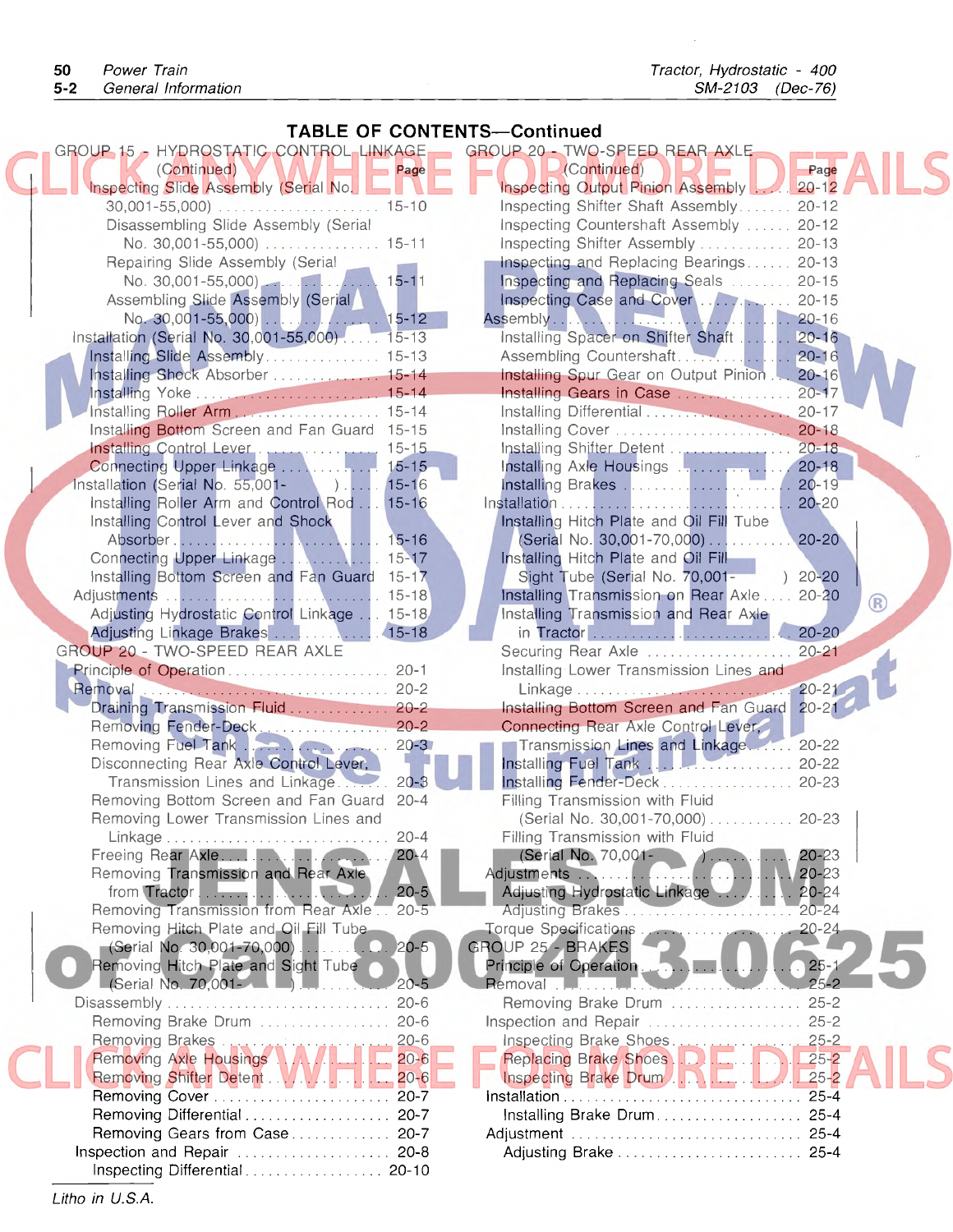## TABLE OF CONTENTS—Continued

GROUP 15 - HYDROSTATIC CONTROL LINKAGE (Continued) — Page

- Inspecting Slide Assembly (Serial No. 30,001-55,000) .......... 15-10
- Disassembling Slide Assembly (Serial No. 30,001-55,000) .......... 15-11
- Repairing Slide Assembly (Serial No. 30,001-55,000) .......... 15-11
- Assembling Slide Assembly (Serial No. 30,001-55,000) .......... 15-12

Installation (Serial No. 30,001-55,000) .......... 15-13

- Installing Slide Assembly .......... 15-13
- Installing Shock Absorber .......... 15-14
- Installing Yoke .......... 15-14
- Installing Roller Arm .......... 15-14
- Installing Bottom Screen and Fan Guard .......... 15-15
- Installing Control Lever .......... 15-15
- Connecting Upper Linkage .......... 15-15

Installation (Serial No. 55,001- ) .......... 15-16

- Installing Roller Arm and Control Rod .......... 15-16
- Installing Control Lever and Shock Absorber .......... 15-16
- Connecting Upper Linkage .......... 15-17
- Installing Bottom Screen and Fan Guard .......... 15-17

Adjustments .......... 15-18

- Adjusting Hydrostatic Control Linkage .......... 15-18
- Adjusting Linkage Brakes .......... 15-18

GROUP 20 - TWO-SPEED REAR AXLE

Principle of Operation .......... 20-1

Removal .......... 20-2

- Draining Transmission Fluid .......... 20-2
- Removing Fender-Deck .......... 20-2
- Removing Fuel Tank .......... 20-3
- Disconnecting Rear Axle Control Lever, Transmission Lines and Linkage .......... 20-3
- Removing Bottom Screen and Fan Guard .......... 20-4
- Removing Lower Transmission Lines and Linkage .......... 20-4
- Freeing Rear Axle .......... 20-4
- Removing Transmission and Rear Axle from Tractor .......... 20-5
- Removing Transmission from Rear Axle .......... 20-5
- Removing Hitch Plate and Oil Fill Tube (Serial No. 30,001-70,000) .......... 20-5
- Removing Hitch Plate and Sight Tube (Serial No. 70,001- ) .......... 20-5

Disassembly .......... 20-6

- Removing Brake Drum .......... 20-6
- Removing Brakes .......... 20-6
- Removing Axle Housings .......... 20-6
- Removing Shifter Detent .......... 20-6
- Removing Cover .......... 20-7
- Removing Differential .......... 20-7
- Removing Gears from Case .......... 20-7

Inspection and Repair .......... 20-8

- Inspecting Differential .......... 20-10

GROUP 20 - TWO-SPEED REAR AXLE (Continued) — Page

- Inspecting Output Pinion Assembly .......... 20-12
- Inspecting Shifter Shaft Assembly .......... 20-12
- Inspecting Countershaft Assembly .......... 20-12
- Inspecting Shifter Assembly .......... 20-13
- Inspecting and Replacing Bearings .......... 20-13
- Inspecting and Replacing Seals .......... 20-15
- Inspecting Case and Cover .......... 20-15

Assembly .......... 20-16

- Installing Spacer on Shifter Shaft .......... 20-16
- Assembling Countershaft .......... 20-16
- Installing Spur Gear on Output Pinion .......... 20-16
- Installing Gears in Case .......... 20-17
- Installing Differential .......... 20-17
- Installing Cover .......... 20-18
- Installing Shifter Detent .......... 20-18
- Installing Axle Housings .......... 20-18
- Installing Brakes .......... 20-19

Installation .......... 20-20

- Installing Hitch Plate and Oil Fill Tube (Serial No. 30,001-70,000) .......... 20-20
- Installing Hitch Plate and Oil Fill Sight Tube (Serial No. 70,001- ) .......... 20-20
- Installing Transmission on Rear Axle .......... 20-20
- Installing Transmission and Rear Axle in Tractor .......... 20-20
- Securing Rear Axle .......... 20-21
- Installing Lower Transmission Lines and Linkage .......... 20-21
- Installing Bottom Screen and Fan Guard .......... 20-21
- Connecting Rear Axle Control Lever, Transmission Lines and Linkage .......... 20-22
- Installing Fuel Tank .......... 20-22
- Installing Fender-Deck .......... 20-23
- Filling Transmission with Fluid (Serial No. 30,001-70,000) .......... 20-23
- Filling Transmission with Fluid (Serial No. 70,001- ) .......... 20-23

Adjustments .......... 20-23

- Adjusting Hydrostatic Linkage .......... 20-24
- Adjusting Brakes .......... 20-24

Torque Specifications .......... 20-24

GROUP 25 - BRAKES

Principle of Operation .......... 25-1

Removal .......... 25-2

- Removing Brake Drum .......... 25-2

Inspection and Repair .......... 25-2

- Inspecting Brake Shoes .......... 25-2
- Replacing Brake Shoes .......... 25-2
- Inspecting Brake Drum .......... 25-2

Installation .......... 25-4

- Installing Brake Drum .......... 25-4

Adjustment .......... 25-4

- Adjusting Brake .......... 25-4

Litho in U.S.A.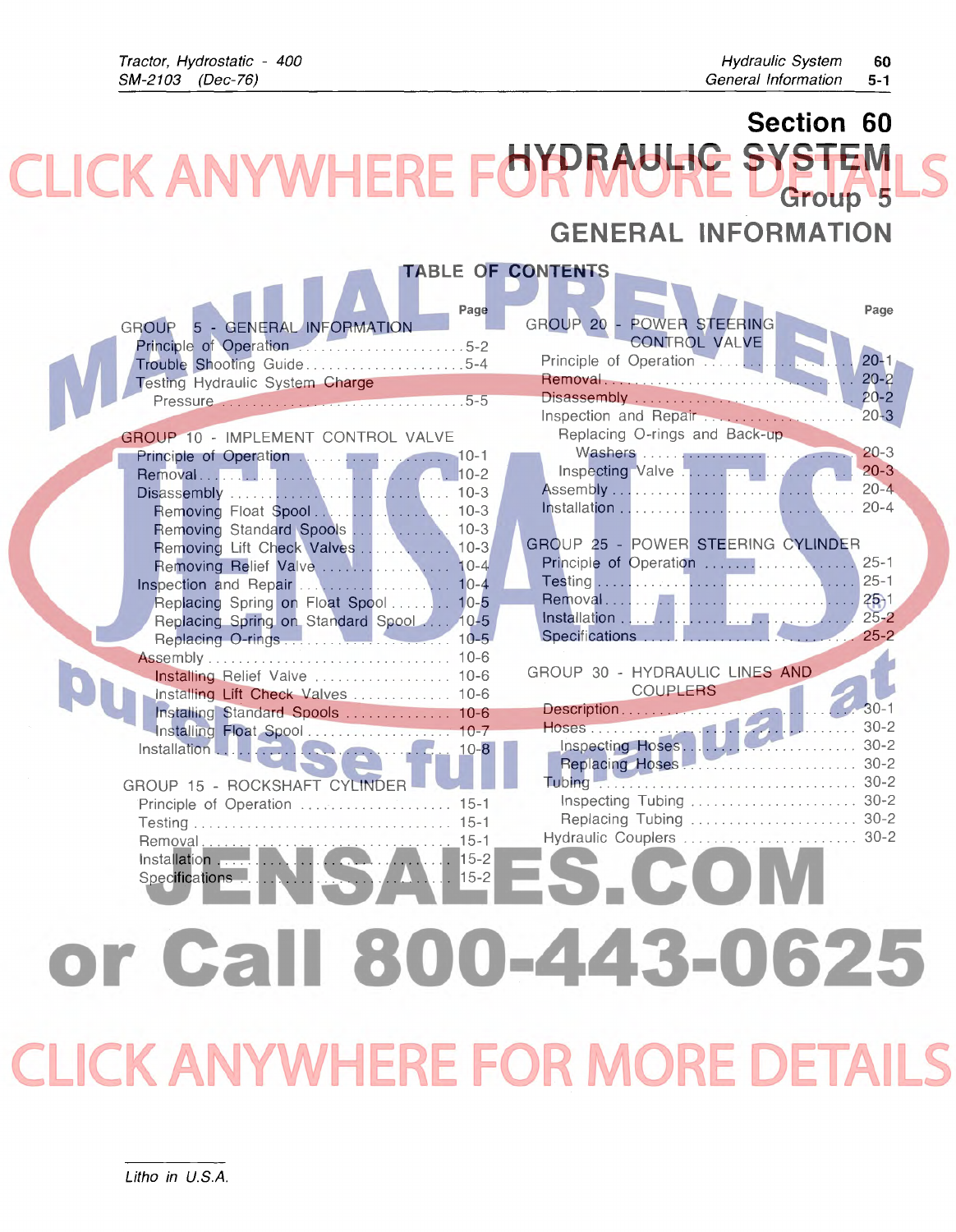# Section 60
# HYDRAULIC SYSTEM
## Group 5
## GENERAL INFORMATION

### TABLE OF CONTENTS

| | Page |
|---|---|
| **GROUP 5 - GENERAL INFORMATION** | |
| Principle of Operation | 5-2 |
| Trouble Shooting Guide | 5-4 |
| Testing Hydraulic System Charge Pressure | 5-5 |
| **GROUP 10 - IMPLEMENT CONTROL VALVE** | |
| Principle of Operation | 10-1 |
| Removal | 10-2 |
| Disassembly | 10-3 |
| Removing Float Spool | 10-3 |
| Removing Standard Spools | 10-3 |
| Removing Lift Check Valves | 10-3 |
| Removing Relief Valve | 10-4 |
| Inspection and Repair | 10-4 |
| Replacing Spring on Float Spool | 10-5 |
| Replacing Spring on Standard Spool | 10-5 |
| Replacing O-rings | 10-5 |
| Assembly | 10-6 |
| Installing Relief Valve | 10-6 |
| Installing Lift Check Valves | 10-6 |
| Installing Standard Spools | 10-6 |
| Installing Float Spool | 10-7 |
| Installation | 10-8 |
| **GROUP 15 - ROCKSHAFT CYLINDER** | |
| Principle of Operation | 15-1 |
| Testing | 15-1 |
| Removal | 15-1 |
| Installation | 15-2 |
| Specifications | 15-2 |
| **GROUP 20 - POWER STEERING CONTROL VALVE** | |
| Principle of Operation | 20-1 |
| Removal | 20-2 |
| Disassembly | 20-2 |
| Inspection and Repair | 20-3 |
| Replacing O-rings and Back-up Washers | 20-3 |
| Inspecting Valve | 20-3 |
| Assembly | 20-4 |
| Installation | 20-4 |
| **GROUP 25 - POWER STEERING CYLINDER** | |
| Principle of Operation | 25-1 |
| Testing | 25-1 |
| Removal | 25-1 |
| Installation | 25-2 |
| Specifications | 25-2 |
| **GROUP 30 - HYDRAULIC LINES AND COUPLERS** | |
| Description | 30-1 |
| Hoses | 30-2 |
| Inspecting Hoses | 30-2 |
| Replacing Hoses | 30-2 |
| Tubing | 30-2 |
| Inspecting Tubing | 30-2 |
| Replacing Tubing | 30-2 |
| Hydraulic Couplers | 30-2 |

Litho in U.S.A.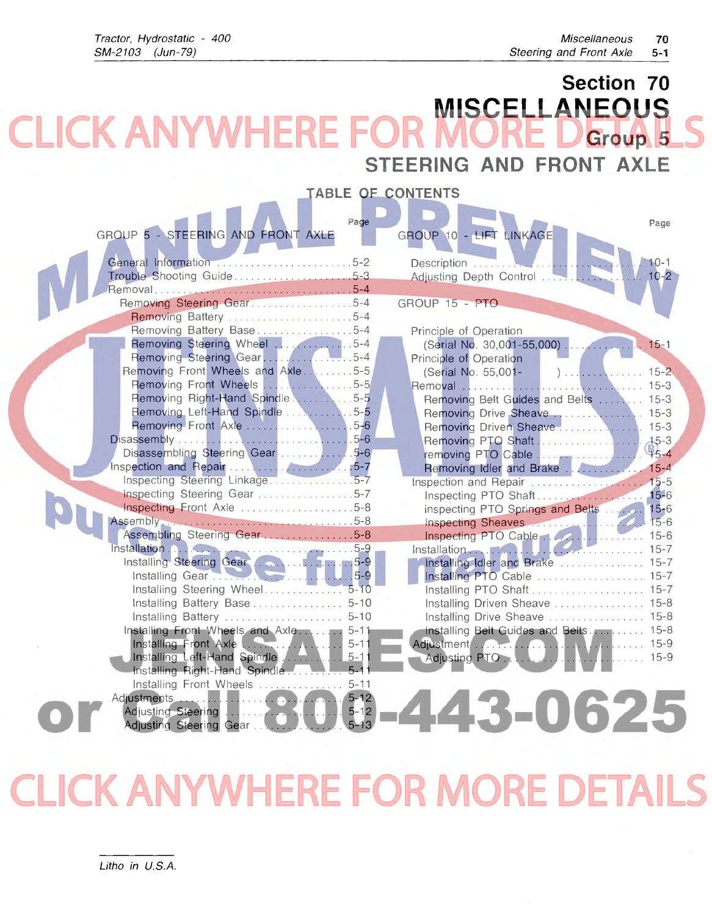# Section 70

# MISCELLANEOUS

## Group 5

## STEERING AND FRONT AXLE

### TABLE OF CONTENTS

| GROUP 5 - STEERING AND FRONT AXLE | Page |
|---|---|
| General Information | 5-2 |
| Trouble Shooting Guide | 5-3 |
| Removal | 5-4 |
| Removing Steering Gear | 5-4 |
| Removing Battery | 5-4 |
| Removing Battery Base | 5-4 |
| Removing Steering Wheel | 5-4 |
| Removing Steering Gear | 5-4 |
| Removing Front Wheels and Axle | 5-5 |
| Removing Front Wheels | 5-5 |
| Removing Right-Hand Spindle | 5-5 |
| Removing Left-Hand Spindle | 5-5 |
| Removing Front Axle | 5-6 |
| Disassembly | 5-6 |
| Disassembling Steering Gear | 5-6 |
| Inspection and Repair | 5-7 |
| Inspecting Steering Linkage | 5-7 |
| Inspecting Steering Gear | 5-7 |
| Inspecting Front Axle | 5-8 |
| Assembly | 5-8 |
| Assembling Steering Gear | 5-8 |
| Installation | 5-9 |
| Installing Steering Gear | 5-9 |
| Installing Gear | 5-9 |
| Installing Steering Wheel | 5-10 |
| Installing Battery Base | 5-10 |
| Installing Battery | 5-10 |
| Installing Front Wheels and Axle | 5-11 |
| Installing Front Axle | 5-11 |
| Installing Left-Hand Spindle | 5-11 |
| Installing Right-Hand Spindle | 5-11 |
| Installing Front Wheels | 5-11 |
| Adjustments | 5-12 |
| Adjusting Steering | 5-12 |
| Adjusting Steering Gear | 5-13 |

| GROUP 10 - LIFT LINKAGE | Page |
|---|---|
| Description | 10-1 |
| Adjusting Depth Control | 10-2 |

| GROUP 15 - PTO | Page |
|---|---|
| Principle of Operation (Serial No. 30,001-55,000) | 15-1 |
| Principle of Operation (Serial No. 55,001- ) | 15-2 |
| Removal | 15-3 |
| Removing Belt Guides and Belts | 15-3 |
| Removing Drive Sheave | 15-3 |
| Removing Driven Sheave | 15-3 |
| Removing PTO Shaft | 15-3 |
| removing PTO Cable | 15-4 |
| Removing Idler and Brake | 15-4 |
| Inspection and Repair | 15-5 |
| Inspecting PTO Shaft | 15-6 |
| inspecting PTO Springs and Belts | 15-6 |
| Inspecting Sheaves | 15-6 |
| Inspecting PTO Cable | 15-6 |
| Installation | 15-7 |
| Installing Idler and Brake | 15-7 |
| Installing PTO Cable | 15-7 |
| Installing PTO Shaft | 15-7 |
| Installing Driven Sheave | 15-8 |
| Installing Drive Sheave | 15-8 |
| Installing Belt Guides and Belts | 15-8 |
| Adjustment | 15-9 |
| Adjusting PTO | 15-9 |

Litho in U.S.A.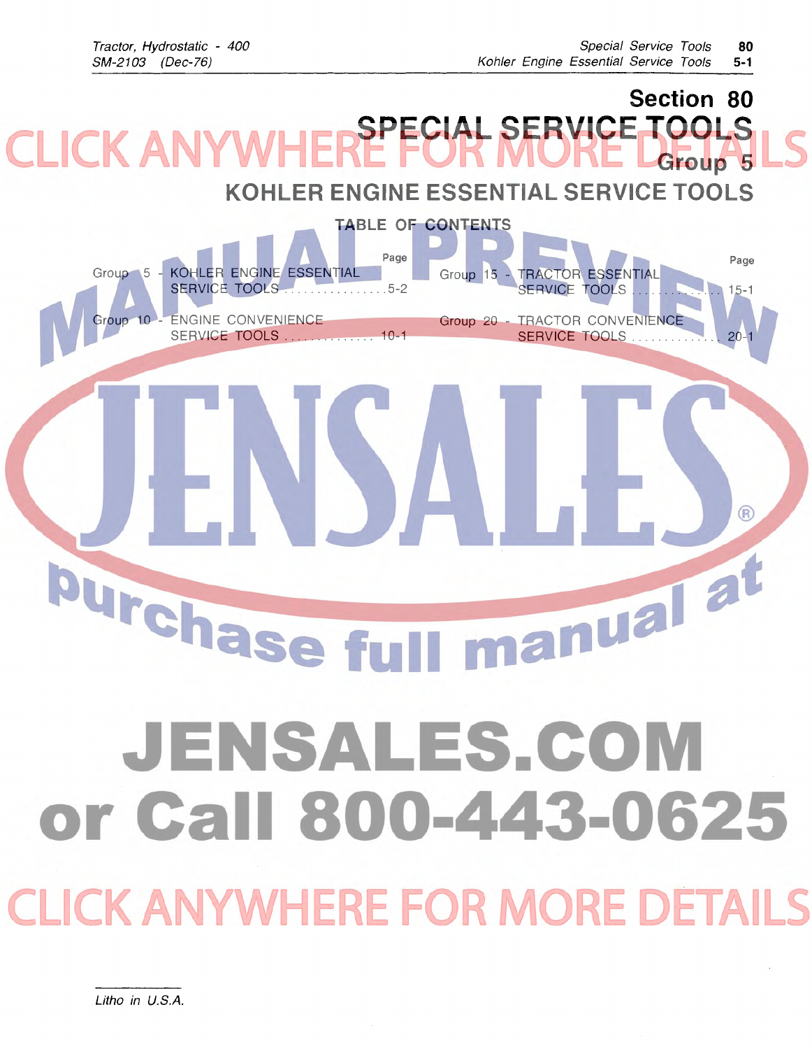# Section 80
# SPECIAL SERVICE TOOLS
## Group 5
## KOHLER ENGINE ESSENTIAL SERVICE TOOLS

### TABLE OF CONTENTS

| | Page |
|---|---|
| Group 5 - KOHLER ENGINE ESSENTIAL SERVICE TOOLS | 5-2 |
| Group 10 - ENGINE CONVENIENCE SERVICE TOOLS | 10-1 |
| Group 15 - TRACTOR ESSENTIAL SERVICE TOOLS | 15-1 |
| Group 20 - TRACTOR CONVENIENCE SERVICE TOOLS | 20-1 |

CLICK ANYWHERE FOR MORE DETAILS

MANUAL PREVIEW

JENSALES®

purchase full manual at

JENSALES.COM
or Call 800-443-0625

CLICK ANYWHERE FOR MORE DETAILS

Litho in U.S.A.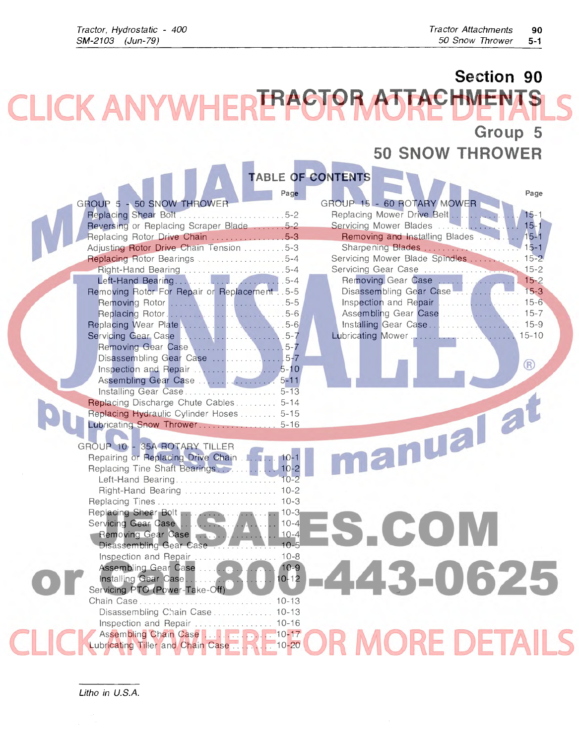# Section 90
# TRACTOR ATTACHMENTS

## Group 5
## 50 SNOW THROWER

### TABLE OF CONTENTS

| | Page |
|---|---|
| GROUP 5 - 50 SNOW THROWER | |
| Replacing Shear Bolt | 5-2 |
| Reversing or Replacing Scraper Blade | 5-2 |
| Replacing Rotor Drive Chain | 5-3 |
| Adjusting Rotor Drive Chain Tension | 5-3 |
| Replacing Rotor Bearings | 5-4 |
| Right-Hand Bearing | 5-4 |
| Left-Hand Bearing | 5-4 |
| Removing Rotor For Repair or Replacement | 5-5 |
| Removing Rotor | 5-5 |
| Replacing Rotor | 5-6 |
| Replacing Wear Plate | 5-6 |
| Servicing Gear Case | 5-7 |
| Removing Gear Case | 5-7 |
| Disassembling Gear Case | 5-7 |
| Inspection and Repair | 5-10 |
| Assembling Gear Case | 5-11 |
| Installing Gear Case | 5-13 |
| Replacing Discharge Chute Cables | 5-14 |
| Replacing Hydraulic Cylinder Hoses | 5-15 |
| Lubricating Snow Thrower | 5-16 |
| GROUP 10 - 35A ROTARY TILLER | |
| Repairing or Replacing Drive Chain | 10-1 |
| Replacing Tine Shaft Bearings | 10-2 |
| Left-Hand Bearing | 10-2 |
| Right-Hand Bearing | 10-2 |
| Replacing Tines | 10-3 |
| Replacing Shear Bolt | 10-3 |
| Servicing Gear Case | 10-4 |
| Removing Gear Case | 10-4 |
| Disassembling Gear Case | 10-5 |
| Inspection and Repair | 10-8 |
| Assembling Gear Case | 10-9 |
| Installing Gear Case | 10-12 |
| Servicing PTO (Power-Take-Off) Chain Case | 10-13 |
| Disassembling Chain Case | 10-13 |
| Inspection and Repair | 10-16 |
| Assembling Chain Case | 10-17 |
| Lubricating Tiller and Chain Case | 10-20 |
| GROUP 15 - 60 ROTARY MOWER | |
| Replacing Mower Drive Belt | 15-1 |
| Servicing Mower Blades | 15-1 |
| Removing and Installing Blades | 15-1 |
| Sharpening Blades | 15-1 |
| Servicing Mower Blade Spindles | 15-2 |
| Servicing Gear Case | 15-2 |
| Removing Gear Case | 15-2 |
| Disassembling Gear Case | 15-3 |
| Inspection and Repair | 15-6 |
| Assembling Gear Case | 15-7 |
| Installing Gear Case | 15-9 |
| Lubricating Mower | 15-10 |

Litho in U.S.A.